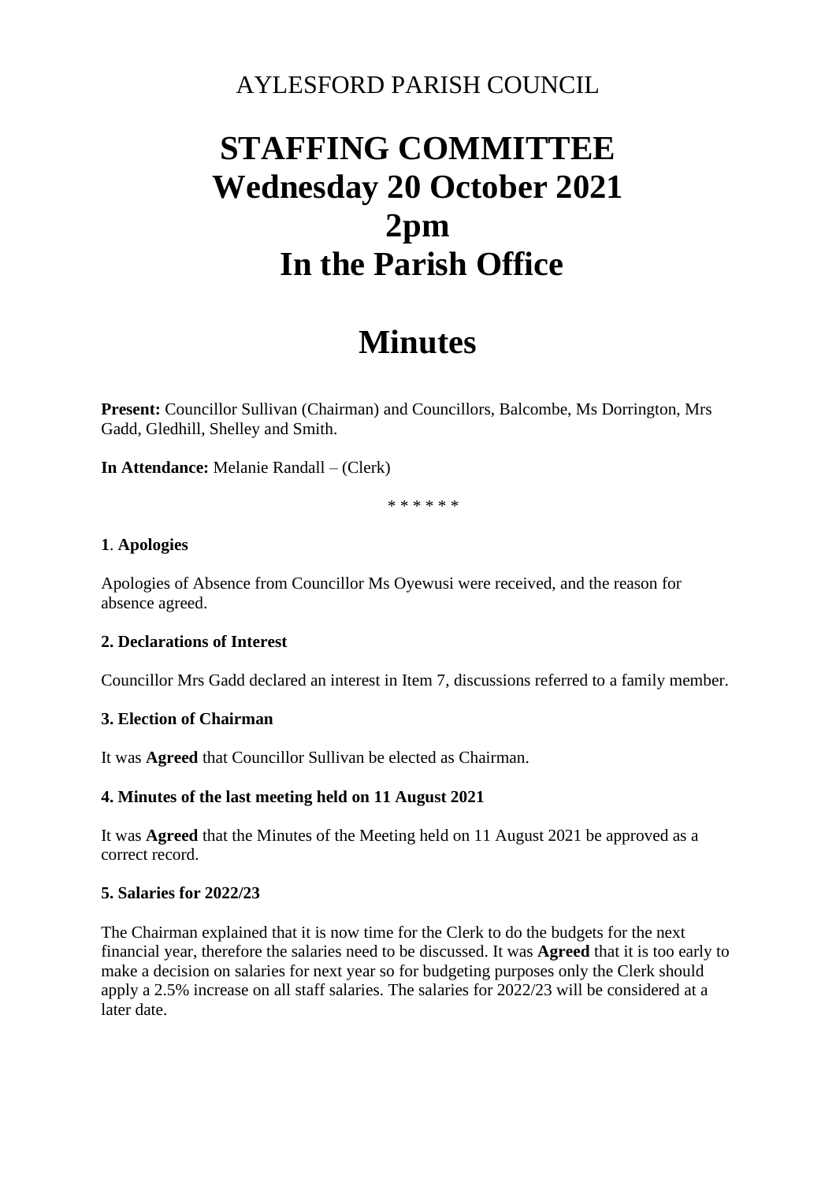AYLESFORD PARISH COUNCIL

# STAFFING COMMITTEE
# Wednesday 20 October 2021
# 2pm
# In the Parish Office

# Minutes

**Present:** Councillor Sullivan (Chairman) and Councillors, Balcombe, Ms Dorrington, Mrs Gadd, Gledhill, Shelley and Smith.

**In Attendance:** Melanie Randall – (Clerk)

\* \* \* \* \* \*

**1**. **Apologies**

Apologies of Absence from Councillor Ms Oyewusi were received, and the reason for absence agreed.

**2. Declarations of Interest**

Councillor Mrs Gadd declared an interest in Item 7, discussions referred to a family member.

**3. Election of Chairman**

It was **Agreed** that Councillor Sullivan be elected as Chairman.

**4. Minutes of the last meeting held on 11 August 2021**

It was **Agreed** that the Minutes of the Meeting held on 11 August 2021 be approved as a correct record.

**5. Salaries for 2022/23**

The Chairman explained that it is now time for the Clerk to do the budgets for the next financial year, therefore the salaries need to be discussed. It was **Agreed** that it is too early to make a decision on salaries for next year so for budgeting purposes only the Clerk should apply a 2.5% increase on all staff salaries. The salaries for 2022/23 will be considered at a later date.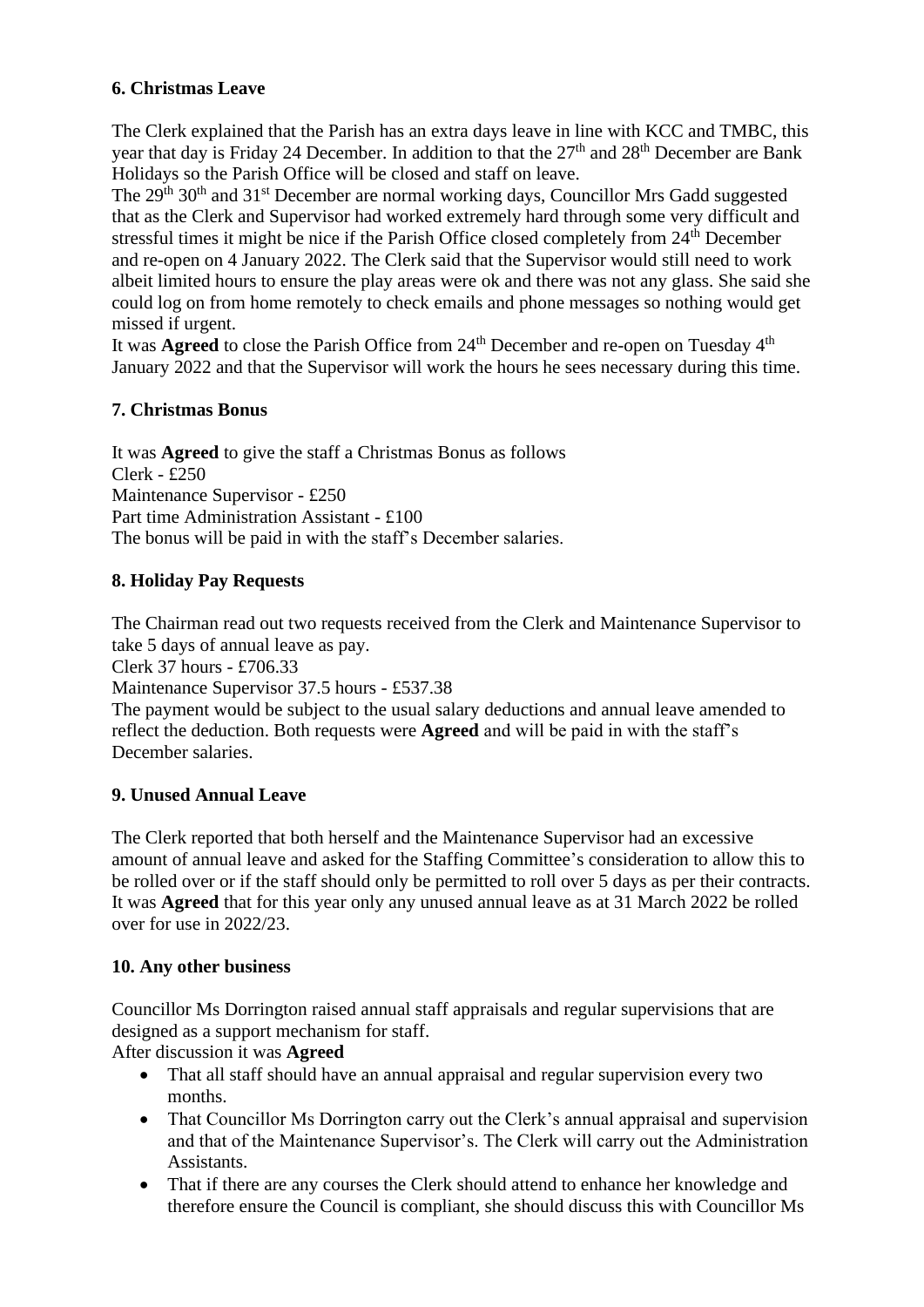### 6. Christmas Leave

The Clerk explained that the Parish has an extra days leave in line with KCC and TMBC, this year that day is Friday 24 December. In addition to that the 27th and 28th December are Bank Holidays so the Parish Office will be closed and staff on leave.
The 29th 30th and 31st December are normal working days, Councillor Mrs Gadd suggested that as the Clerk and Supervisor had worked extremely hard through some very difficult and stressful times it might be nice if the Parish Office closed completely from 24th December and re-open on 4 January 2022. The Clerk said that the Supervisor would still need to work albeit limited hours to ensure the play areas were ok and there was not any glass. She said she could log on from home remotely to check emails and phone messages so nothing would get missed if urgent.
It was **Agreed** to close the Parish Office from 24th December and re-open on Tuesday 4th January 2022 and that the Supervisor will work the hours he sees necessary during this time.

### 7. Christmas Bonus

It was **Agreed** to give the staff a Christmas Bonus as follows
Clerk - £250
Maintenance Supervisor - £250
Part time Administration Assistant - £100
The bonus will be paid in with the staff's December salaries.

### 8. Holiday Pay Requests

The Chairman read out two requests received from the Clerk and Maintenance Supervisor to take 5 days of annual leave as pay.
Clerk 37 hours - £706.33
Maintenance Supervisor 37.5 hours - £537.38
The payment would be subject to the usual salary deductions and annual leave amended to reflect the deduction. Both requests were **Agreed** and will be paid in with the staff's December salaries.

### 9. Unused Annual Leave

The Clerk reported that both herself and the Maintenance Supervisor had an excessive amount of annual leave and asked for the Staffing Committee's consideration to allow this to be rolled over or if the staff should only be permitted to roll over 5 days as per their contracts.
It was **Agreed** that for this year only any unused annual leave as at 31 March 2022 be rolled over for use in 2022/23.

### 10. Any other business

Councillor Ms Dorrington raised annual staff appraisals and regular supervisions that are designed as a support mechanism for staff.
After discussion it was **Agreed**

- That all staff should have an annual appraisal and regular supervision every two months.
- That Councillor Ms Dorrington carry out the Clerk's annual appraisal and supervision and that of the Maintenance Supervisor's. The Clerk will carry out the Administration Assistants.
- That if there are any courses the Clerk should attend to enhance her knowledge and therefore ensure the Council is compliant, she should discuss this with Councillor Ms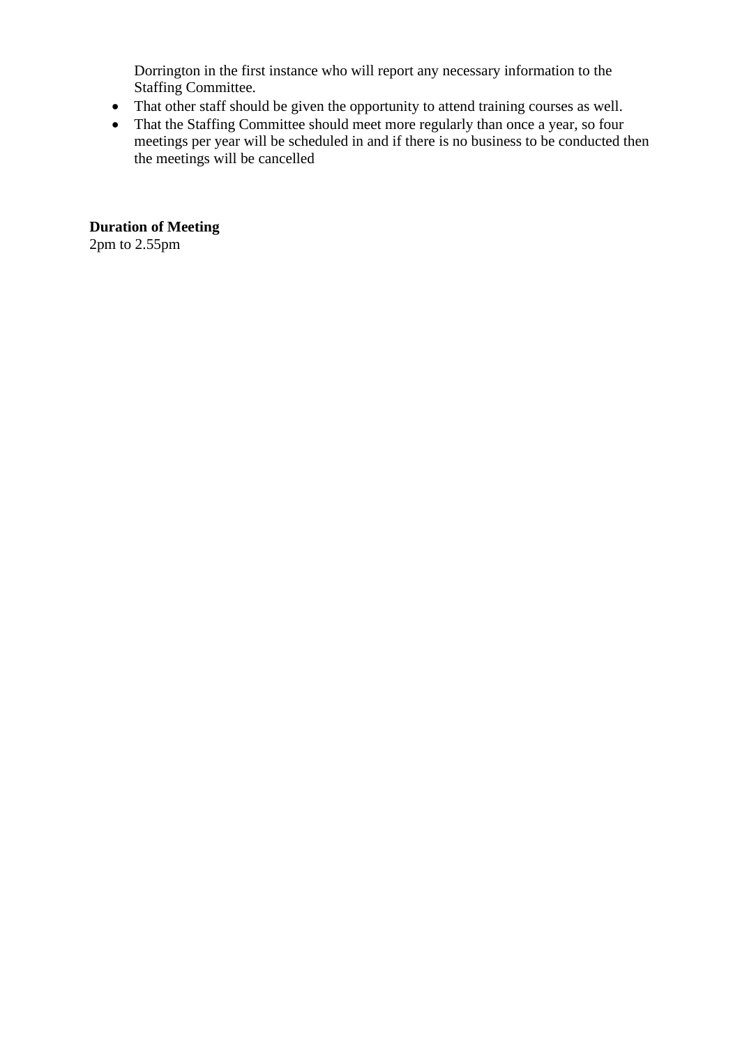Dorrington in the first instance who will report any necessary information to the Staffing Committee.

- That other staff should be given the opportunity to attend training courses as well.
- That the Staffing Committee should meet more regularly than once a year, so four meetings per year will be scheduled in and if there is no business to be conducted then the meetings will be cancelled

**Duration of Meeting**
2pm to 2.55pm